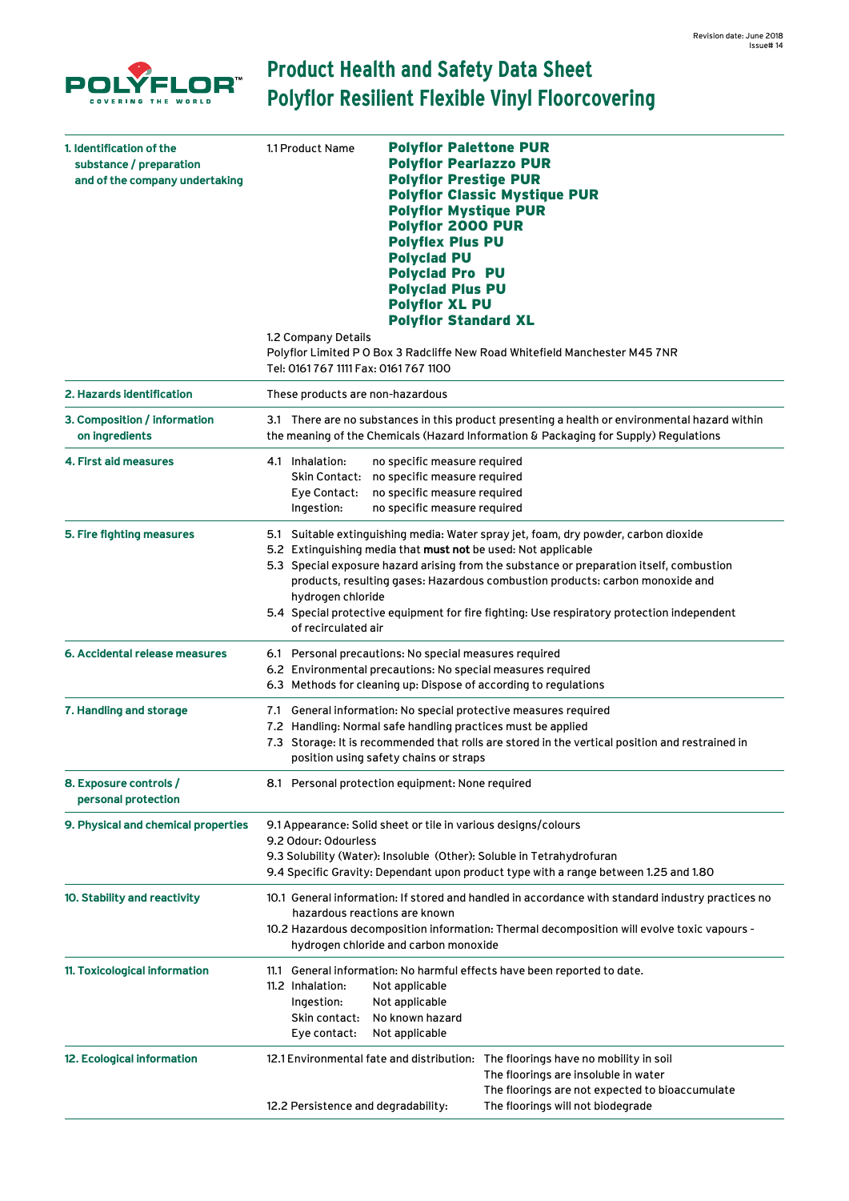Revision date: June 2018
Issue# 14

# Product Health and Safety Data Sheet
# Polyflor Resilient Flexible Vinyl Floorcovering

## 1. Identification of the substance / preparation and of the company undertaking

1.1 Product Name

**Polyflor Palettone PUR**
**Polyflor Pearlazzo PUR**
**Polyflor Prestige PUR**
**Polyflor Classic Mystique PUR**
**Polyflor Mystique PUR**
**Polyflor 2000 PUR**
**Polyflex Plus PU**
**Polyclad PU**
**Polyclad Pro PU**
**Polyclad Plus PU**
**Polyflor XL PU**
**Polyflor Standard XL**

1.2 Company Details
Polyflor Limited P O Box 3 Radcliffe New Road Whitefield Manchester M45 7NR
Tel: 0161 767 1111 Fax: 0161 767 1100

## 2. Hazards identification

These products are non-hazardous

## 3. Composition / information on ingredients

3.1 There are no substances in this product presenting a health or environmental hazard within the meaning of the Chemicals (Hazard Information & Packaging for Supply) Regulations

## 4. First aid measures

4.1 Inhalation: no specific measure required
Skin Contact: no specific measure required
Eye Contact: no specific measure required
Ingestion: no specific measure required

## 5. Fire fighting measures

5.1 Suitable extinguishing media: Water spray jet, foam, dry powder, carbon dioxide
5.2 Extinguishing media that **must not** be used: Not applicable
5.3 Special exposure hazard arising from the substance or preparation itself, combustion products, resulting gases: Hazardous combustion products: carbon monoxide and hydrogen chloride
5.4 Special protective equipment for fire fighting: Use respiratory protection independent of recirculated air

## 6. Accidental release measures

6.1 Personal precautions: No special measures required
6.2 Environmental precautions: No special measures required
6.3 Methods for cleaning up: Dispose of according to regulations

## 7. Handling and storage

7.1 General information: No special protective measures required
7.2 Handling: Normal safe handling practices must be applied
7.3 Storage: It is recommended that rolls are stored in the vertical position and restrained in position using safety chains or straps

## 8. Exposure controls / personal protection

8.1 Personal protection equipment: None required

## 9. Physical and chemical properties

9.1 Appearance: Solid sheet or tile in various designs/colours
9.2 Odour: Odourless
9.3 Solubility (Water): Insoluble (Other): Soluble in Tetrahydrofuran
9.4 Specific Gravity: Dependant upon product type with a range between 1.25 and 1.80

## 10. Stability and reactivity

10.1 General information: If stored and handled in accordance with standard industry practices no hazardous reactions are known
10.2 Hazardous decomposition information: Thermal decomposition will evolve toxic vapours - hydrogen chloride and carbon monoxide

## 11. Toxicological information

11.1 General information: No harmful effects have been reported to date.
11.2 Inhalation: Not applicable
Ingestion: Not applicable
Skin contact: No known hazard
Eye contact: Not applicable

## 12. Ecological information

12.1 Environmental fate and distribution: The floorings have no mobility in soil
The floorings are insoluble in water
The floorings are not expected to bioaccumulate

12.2 Persistence and degradability: The floorings will not biodegrade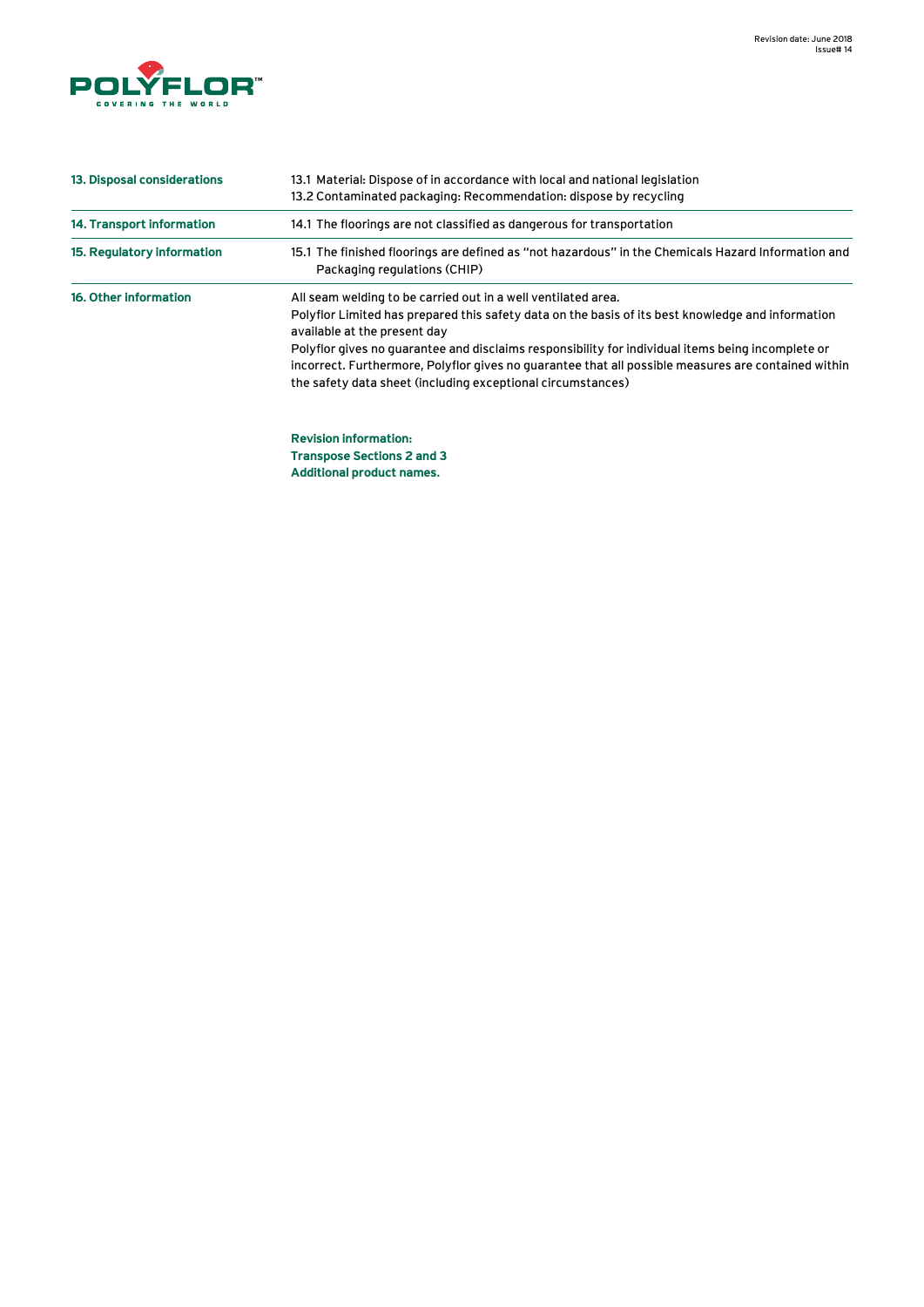| | |
|---|---|
| **13. Disposal considerations** | 13.1 Material: Dispose of in accordance with local and national legislation<br>13.2 Contaminated packaging: Recommendation: dispose by recycling |
| **14. Transport information** | 14.1 The floorings are not classified as dangerous for transportation |
| **15. Regulatory information** | 15.1 The finished floorings are defined as "not hazardous" in the Chemicals Hazard Information and Packaging regulations (CHIP) |
| **16. Other information** | All seam welding to be carried out in a well ventilated area.<br>Polyflor Limited has prepared this safety data on the basis of its best knowledge and information available at the present day<br>Polyflor gives no guarantee and disclaims responsibility for individual items being incomplete or incorrect. Furthermore, Polyflor gives no guarantee that all possible measures are contained within the safety data sheet (including exceptional circumstances) |

**Revision information:**
**Transpose Sections 2 and 3**
**Additional product names.**